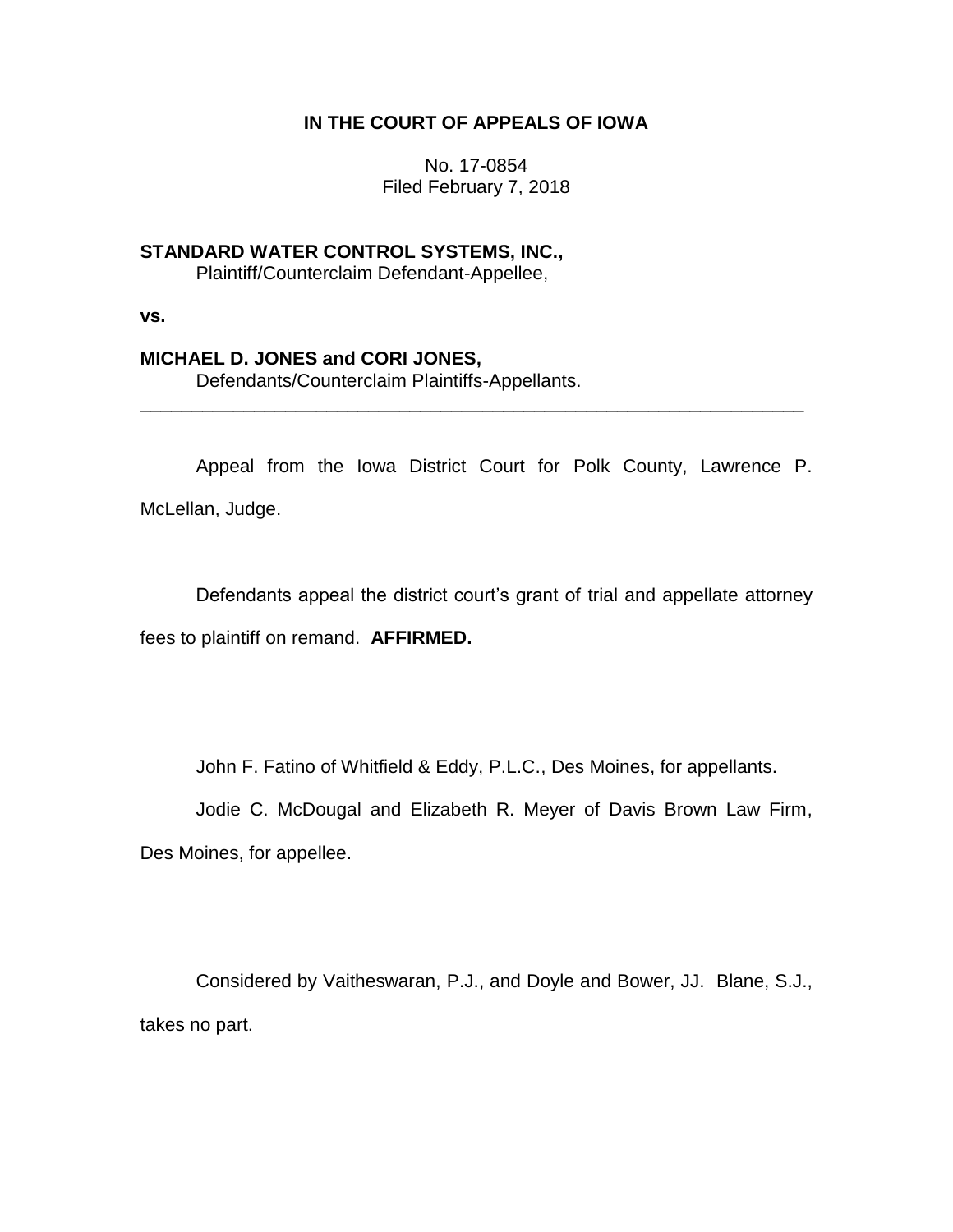**IN THE COURT OF APPEALS OF IOWA**

No. 17-0854
Filed February 7, 2018

**STANDARD WATER CONTROL SYSTEMS, INC.,**
Plaintiff/Counterclaim Defendant-Appellee,

**vs.**

**MICHAEL D. JONES and CORI JONES,**
Defendants/Counterclaim Plaintiffs-Appellants.

---

Appeal from the Iowa District Court for Polk County, Lawrence P. McLellan, Judge.

Defendants appeal the district court's grant of trial and appellate attorney fees to plaintiff on remand. **AFFIRMED.**

John F. Fatino of Whitfield & Eddy, P.L.C., Des Moines, for appellants.

Jodie C. McDougal and Elizabeth R. Meyer of Davis Brown Law Firm, Des Moines, for appellee.

Considered by Vaitheswaran, P.J., and Doyle and Bower, JJ. Blane, S.J., takes no part.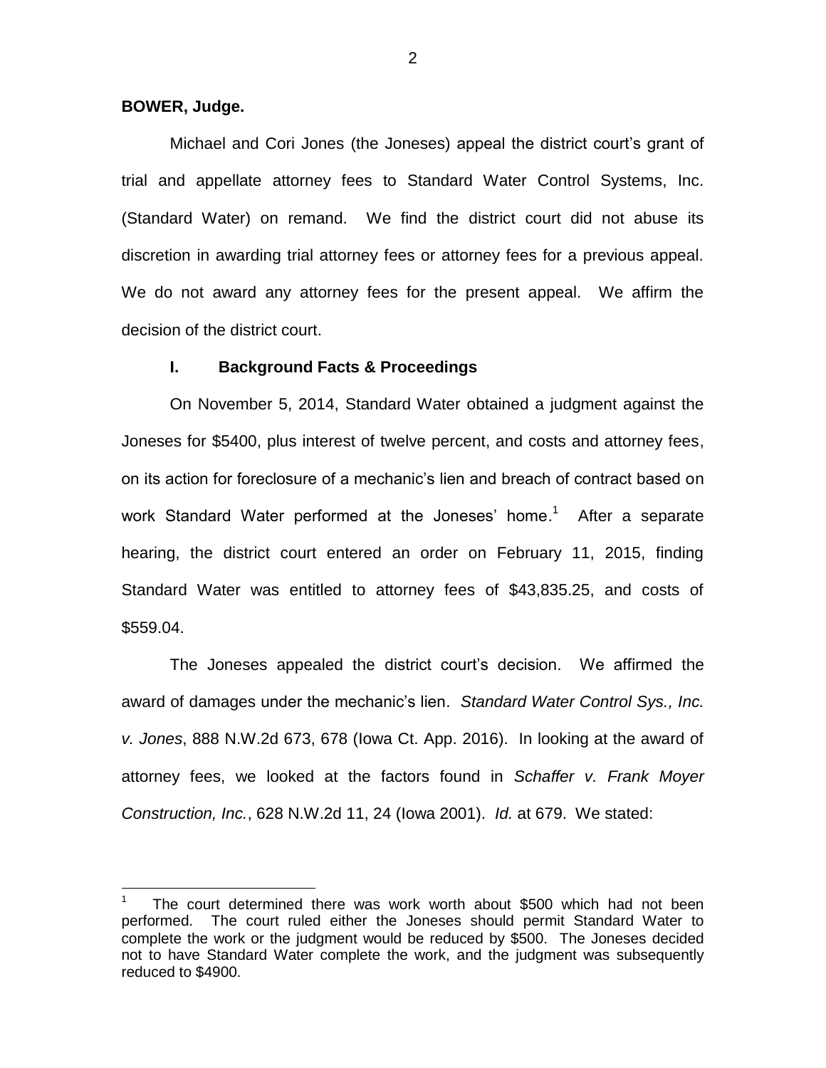**BOWER, Judge.**

Michael and Cori Jones (the Joneses) appeal the district court's grant of trial and appellate attorney fees to Standard Water Control Systems, Inc. (Standard Water) on remand. We find the district court did not abuse its discretion in awarding trial attorney fees or attorney fees for a previous appeal. We do not award any attorney fees for the present appeal. We affirm the decision of the district court.

## I. Background Facts & Proceedings

On November 5, 2014, Standard Water obtained a judgment against the Joneses for $5400, plus interest of twelve percent, and costs and attorney fees, on its action for foreclosure of a mechanic's lien and breach of contract based on work Standard Water performed at the Joneses' home.[1] After a separate hearing, the district court entered an order on February 11, 2015, finding Standard Water was entitled to attorney fees of $43,835.25, and costs of $559.04.

The Joneses appealed the district court's decision. We affirmed the award of damages under the mechanic's lien. *Standard Water Control Sys., Inc. v. Jones*, 888 N.W.2d 673, 678 (Iowa Ct. App. 2016). In looking at the award of attorney fees, we looked at the factors found in *Schaffer v. Frank Moyer Construction, Inc.*, 628 N.W.2d 11, 24 (Iowa 2001). *Id.* at 679. We stated:

[1] The court determined there was work worth about $500 which had not been performed. The court ruled either the Joneses should permit Standard Water to complete the work or the judgment would be reduced by $500. The Joneses decided not to have Standard Water complete the work, and the judgment was subsequently reduced to $4900.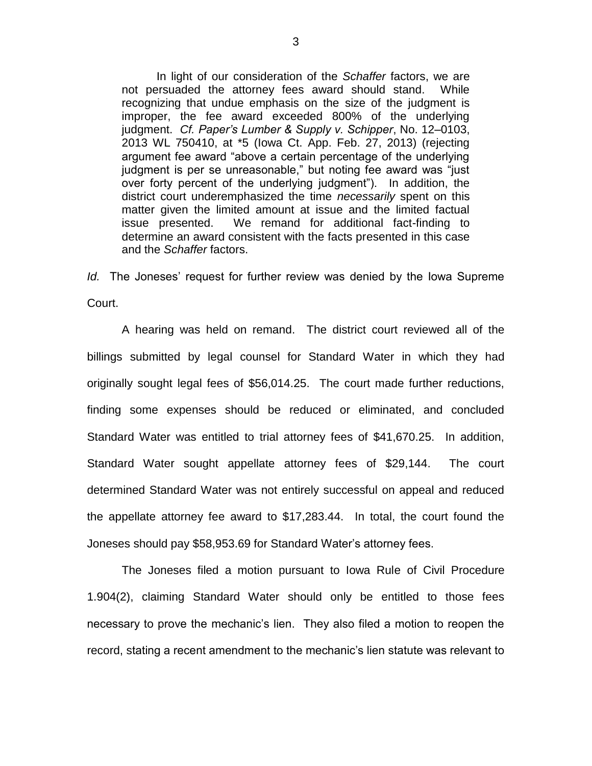> In light of our consideration of the *Schaffer* factors, we are not persuaded the attorney fees award should stand. While recognizing that undue emphasis on the size of the judgment is improper, the fee award exceeded 800% of the underlying judgment. *Cf. Paper's Lumber & Supply v. Schipper*, No. 12–0103, 2013 WL 750410, at *5 (Iowa Ct. App. Feb. 27, 2013) (rejecting argument fee award "above a certain percentage of the underlying judgment is per se unreasonable," but noting fee award was "just over forty percent of the underlying judgment"). In addition, the district court underemphasized the time *necessarily* spent on this matter given the limited amount at issue and the limited factual issue presented. We remand for additional fact-finding to determine an award consistent with the facts presented in this case and the *Schaffer* factors.

*Id.* The Joneses' request for further review was denied by the Iowa Supreme Court.

A hearing was held on remand. The district court reviewed all of the billings submitted by legal counsel for Standard Water in which they had originally sought legal fees of $56,014.25. The court made further reductions, finding some expenses should be reduced or eliminated, and concluded Standard Water was entitled to trial attorney fees of $41,670.25. In addition, Standard Water sought appellate attorney fees of $29,144. The court determined Standard Water was not entirely successful on appeal and reduced the appellate attorney fee award to $17,283.44. In total, the court found the Joneses should pay $58,953.69 for Standard Water's attorney fees.

The Joneses filed a motion pursuant to Iowa Rule of Civil Procedure 1.904(2), claiming Standard Water should only be entitled to those fees necessary to prove the mechanic's lien. They also filed a motion to reopen the record, stating a recent amendment to the mechanic's lien statute was relevant to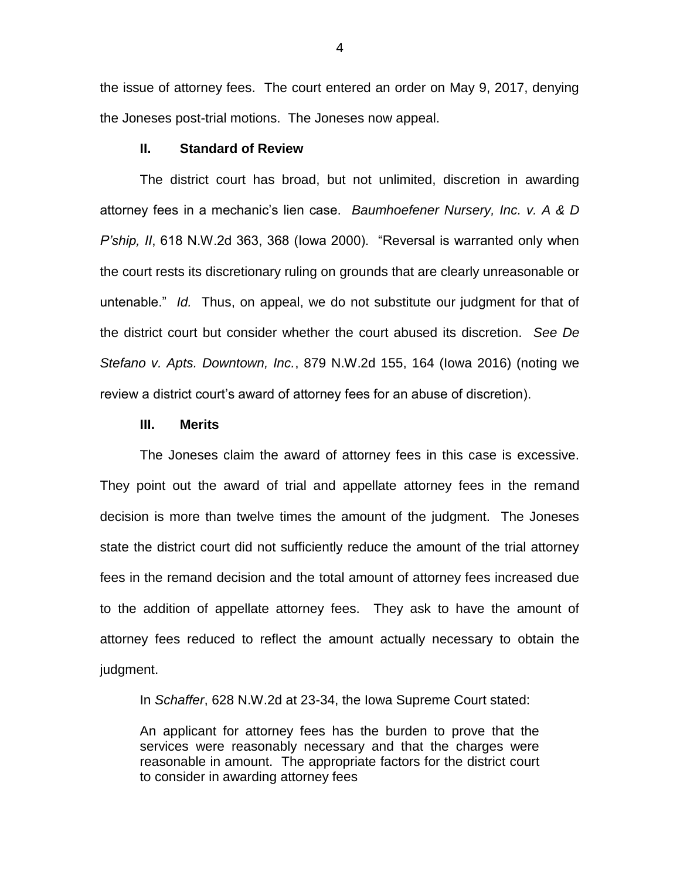the issue of attorney fees. The court entered an order on May 9, 2017, denying the Joneses post-trial motions. The Joneses now appeal.

## II. Standard of Review

The district court has broad, but not unlimited, discretion in awarding attorney fees in a mechanic's lien case. *Baumhoefener Nursery, Inc. v. A & D P'ship, II*, 618 N.W.2d 363, 368 (Iowa 2000). "Reversal is warranted only when the court rests its discretionary ruling on grounds that are clearly unreasonable or untenable." *Id.* Thus, on appeal, we do not substitute our judgment for that of the district court but consider whether the court abused its discretion. *See De Stefano v. Apts. Downtown, Inc.*, 879 N.W.2d 155, 164 (Iowa 2016) (noting we review a district court's award of attorney fees for an abuse of discretion).

## III. Merits

The Joneses claim the award of attorney fees in this case is excessive. They point out the award of trial and appellate attorney fees in the remand decision is more than twelve times the amount of the judgment. The Joneses state the district court did not sufficiently reduce the amount of the trial attorney fees in the remand decision and the total amount of attorney fees increased due to the addition of appellate attorney fees. They ask to have the amount of attorney fees reduced to reflect the amount actually necessary to obtain the judgment.

In *Schaffer*, 628 N.W.2d at 23-34, the Iowa Supreme Court stated:

> An applicant for attorney fees has the burden to prove that the services were reasonably necessary and that the charges were reasonable in amount. The appropriate factors for the district court to consider in awarding attorney fees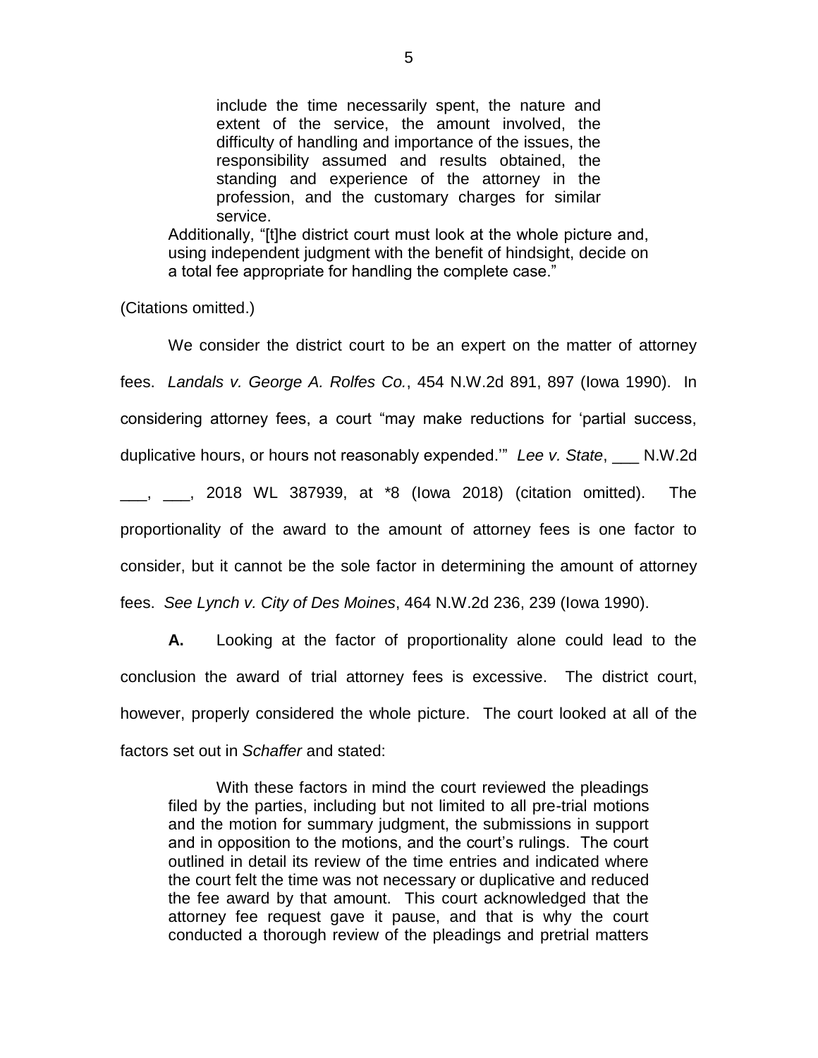> include the time necessarily spent, the nature and extent of the service, the amount involved, the difficulty of handling and importance of the issues, the responsibility assumed and results obtained, the standing and experience of the attorney in the profession, and the customary charges for similar service.
>
> Additionally, "[t]he district court must look at the whole picture and, using independent judgment with the benefit of hindsight, decide on a total fee appropriate for handling the complete case."

(Citations omitted.)

We consider the district court to be an expert on the matter of attorney fees. *Landals v. George A. Rolfes Co.*, 454 N.W.2d 891, 897 (Iowa 1990). In considering attorney fees, a court "may make reductions for 'partial success, duplicative hours, or hours not reasonably expended.'" *Lee v. State*, ___ N.W.2d ___, ___, 2018 WL 387939, at *8 (Iowa 2018) (citation omitted). The proportionality of the award to the amount of attorney fees is one factor to consider, but it cannot be the sole factor in determining the amount of attorney fees. *See Lynch v. City of Des Moines*, 464 N.W.2d 236, 239 (Iowa 1990).

**A.** Looking at the factor of proportionality alone could lead to the conclusion the award of trial attorney fees is excessive. The district court, however, properly considered the whole picture. The court looked at all of the factors set out in *Schaffer* and stated:

> With these factors in mind the court reviewed the pleadings filed by the parties, including but not limited to all pre-trial motions and the motion for summary judgment, the submissions in support and in opposition to the motions, and the court's rulings. The court outlined in detail its review of the time entries and indicated where the court felt the time was not necessary or duplicative and reduced the fee award by that amount. This court acknowledged that the attorney fee request gave it pause, and that is why the court conducted a thorough review of the pleadings and pretrial matters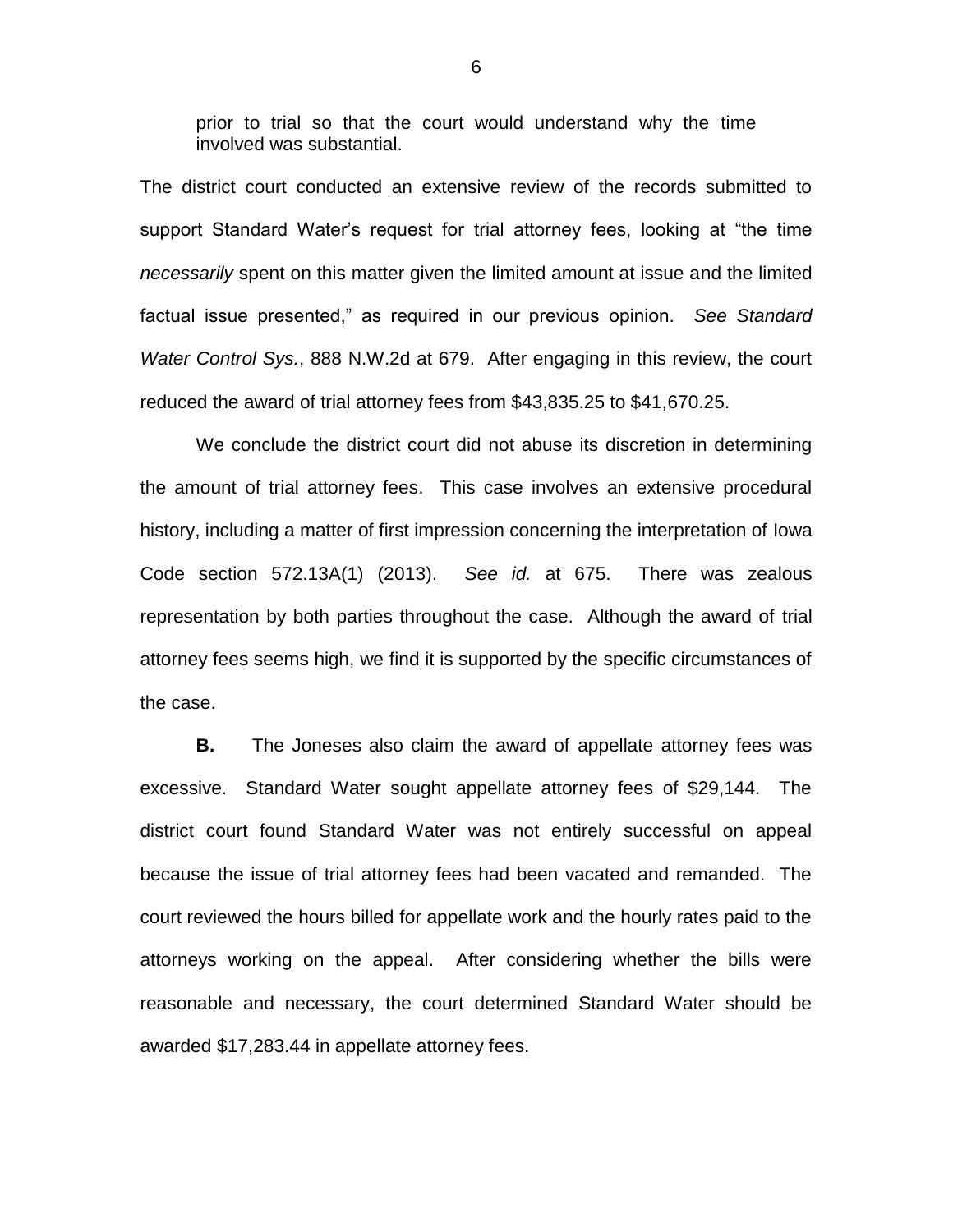prior to trial so that the court would understand why the time involved was substantial.

The district court conducted an extensive review of the records submitted to support Standard Water's request for trial attorney fees, looking at "the time *necessarily* spent on this matter given the limited amount at issue and the limited factual issue presented," as required in our previous opinion. *See Standard Water Control Sys.*, 888 N.W.2d at 679. After engaging in this review, the court reduced the award of trial attorney fees from $43,835.25 to $41,670.25.

We conclude the district court did not abuse its discretion in determining the amount of trial attorney fees. This case involves an extensive procedural history, including a matter of first impression concerning the interpretation of Iowa Code section 572.13A(1) (2013). *See id.* at 675. There was zealous representation by both parties throughout the case. Although the award of trial attorney fees seems high, we find it is supported by the specific circumstances of the case.

**B.** The Joneses also claim the award of appellate attorney fees was excessive. Standard Water sought appellate attorney fees of $29,144. The district court found Standard Water was not entirely successful on appeal because the issue of trial attorney fees had been vacated and remanded. The court reviewed the hours billed for appellate work and the hourly rates paid to the attorneys working on the appeal. After considering whether the bills were reasonable and necessary, the court determined Standard Water should be awarded $17,283.44 in appellate attorney fees.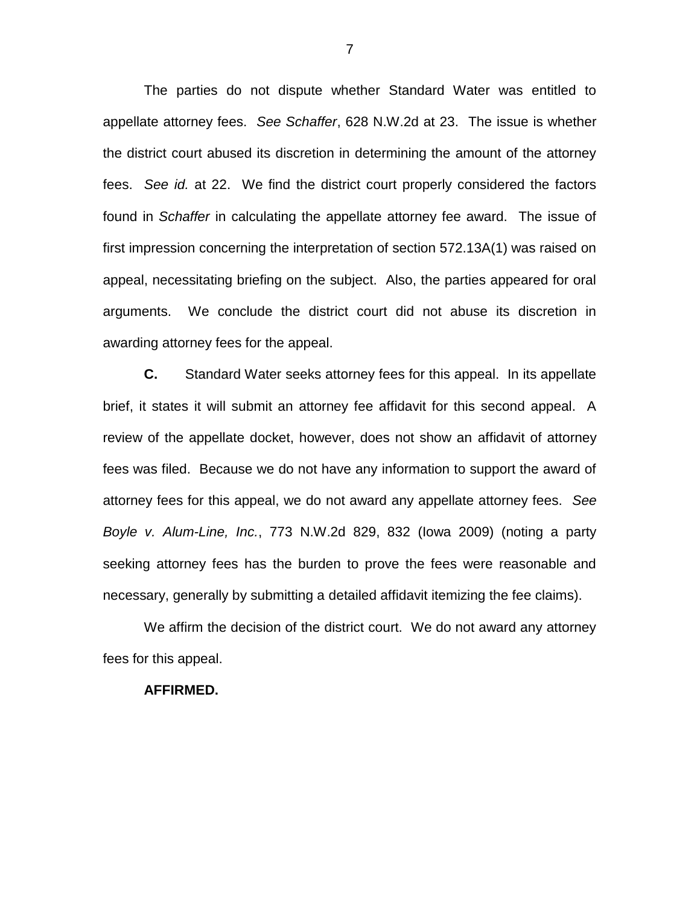The parties do not dispute whether Standard Water was entitled to appellate attorney fees. *See Schaffer*, 628 N.W.2d at 23. The issue is whether the district court abused its discretion in determining the amount of the attorney fees. *See id.* at 22. We find the district court properly considered the factors found in *Schaffer* in calculating the appellate attorney fee award. The issue of first impression concerning the interpretation of section 572.13A(1) was raised on appeal, necessitating briefing on the subject. Also, the parties appeared for oral arguments. We conclude the district court did not abuse its discretion in awarding attorney fees for the appeal.

**C.** Standard Water seeks attorney fees for this appeal. In its appellate brief, it states it will submit an attorney fee affidavit for this second appeal. A review of the appellate docket, however, does not show an affidavit of attorney fees was filed. Because we do not have any information to support the award of attorney fees for this appeal, we do not award any appellate attorney fees. *See Boyle v. Alum-Line, Inc.*, 773 N.W.2d 829, 832 (Iowa 2009) (noting a party seeking attorney fees has the burden to prove the fees were reasonable and necessary, generally by submitting a detailed affidavit itemizing the fee claims).

We affirm the decision of the district court. We do not award any attorney fees for this appeal.

**AFFIRMED.**